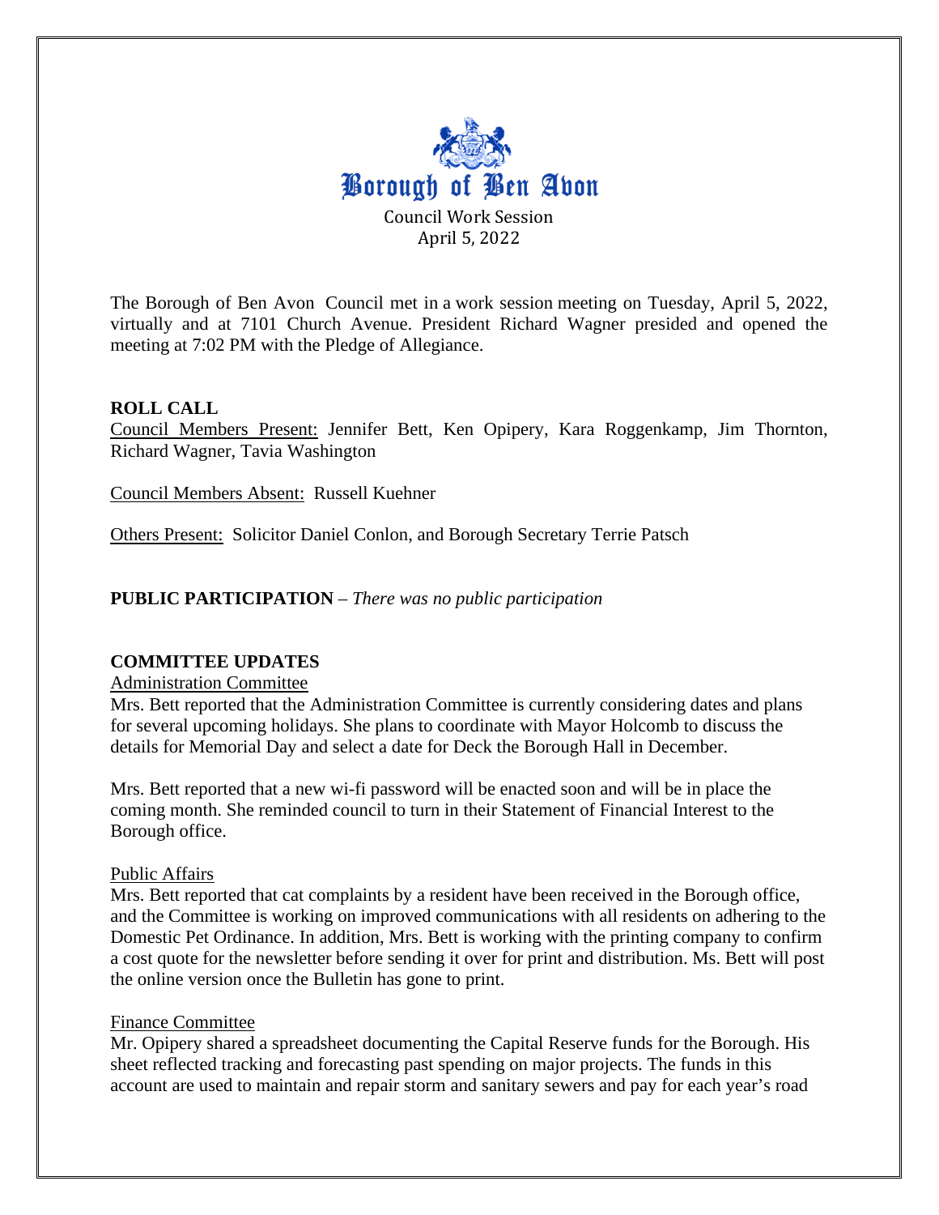# Borough of Ben Avon

Council Work Session
April 5, 2022

The Borough of Ben Avon Council met in a work session meeting on Tuesday, April 5, 2022, virtually and at 7101 Church Avenue. President Richard Wagner presided and opened the meeting at 7:02 PM with the Pledge of Allegiance.

## ROLL CALL

Council Members Present: Jennifer Bett, Ken Opipery, Kara Roggenkamp, Jim Thornton, Richard Wagner, Tavia Washington

Council Members Absent: Russell Kuehner

Others Present: Solicitor Daniel Conlon, and Borough Secretary Terrie Patsch

## PUBLIC PARTICIPATION – *There was no public participation*

## COMMITTEE UPDATES

### Administration Committee

Mrs. Bett reported that the Administration Committee is currently considering dates and plans for several upcoming holidays. She plans to coordinate with Mayor Holcomb to discuss the details for Memorial Day and select a date for Deck the Borough Hall in December.

Mrs. Bett reported that a new wi-fi password will be enacted soon and will be in place the coming month. She reminded council to turn in their Statement of Financial Interest to the Borough office.

### Public Affairs

Mrs. Bett reported that cat complaints by a resident have been received in the Borough office, and the Committee is working on improved communications with all residents on adhering to the Domestic Pet Ordinance. In addition, Mrs. Bett is working with the printing company to confirm a cost quote for the newsletter before sending it over for print and distribution. Ms. Bett will post the online version once the Bulletin has gone to print.

### Finance Committee

Mr. Opipery shared a spreadsheet documenting the Capital Reserve funds for the Borough. His sheet reflected tracking and forecasting past spending on major projects. The funds in this account are used to maintain and repair storm and sanitary sewers and pay for each year's road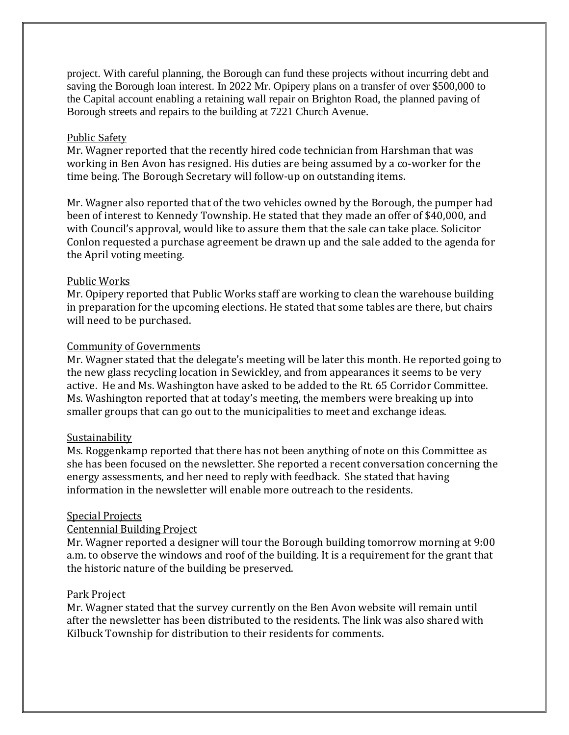project. With careful planning, the Borough can fund these projects without incurring debt and saving the Borough loan interest. In 2022 Mr. Opipery plans on a transfer of over $500,000 to the Capital account enabling a retaining wall repair on Brighton Road, the planned paving of Borough streets and repairs to the building at 7221 Church Avenue.

Public Safety

Mr. Wagner reported that the recently hired code technician from Harshman that was working in Ben Avon has resigned. His duties are being assumed by a co-worker for the time being. The Borough Secretary will follow-up on outstanding items.

Mr. Wagner also reported that of the two vehicles owned by the Borough, the pumper had been of interest to Kennedy Township. He stated that they made an offer of $40,000, and with Council's approval, would like to assure them that the sale can take place. Solicitor Conlon requested a purchase agreement be drawn up and the sale added to the agenda for the April voting meeting.

Public Works

Mr. Opipery reported that Public Works staff are working to clean the warehouse building in preparation for the upcoming elections. He stated that some tables are there, but chairs will need to be purchased.

Community of Governments

Mr. Wagner stated that the delegate's meeting will be later this month. He reported going to the new glass recycling location in Sewickley, and from appearances it seems to be very active. He and Ms. Washington have asked to be added to the Rt. 65 Corridor Committee. Ms. Washington reported that at today's meeting, the members were breaking up into smaller groups that can go out to the municipalities to meet and exchange ideas.

Sustainability

Ms. Roggenkamp reported that there has not been anything of note on this Committee as she has been focused on the newsletter. She reported a recent conversation concerning the energy assessments, and her need to reply with feedback. She stated that having information in the newsletter will enable more outreach to the residents.

Special Projects

Centennial Building Project

Mr. Wagner reported a designer will tour the Borough building tomorrow morning at 9:00 a.m. to observe the windows and roof of the building. It is a requirement for the grant that the historic nature of the building be preserved.

Park Project

Mr. Wagner stated that the survey currently on the Ben Avon website will remain until after the newsletter has been distributed to the residents. The link was also shared with Kilbuck Township for distribution to their residents for comments.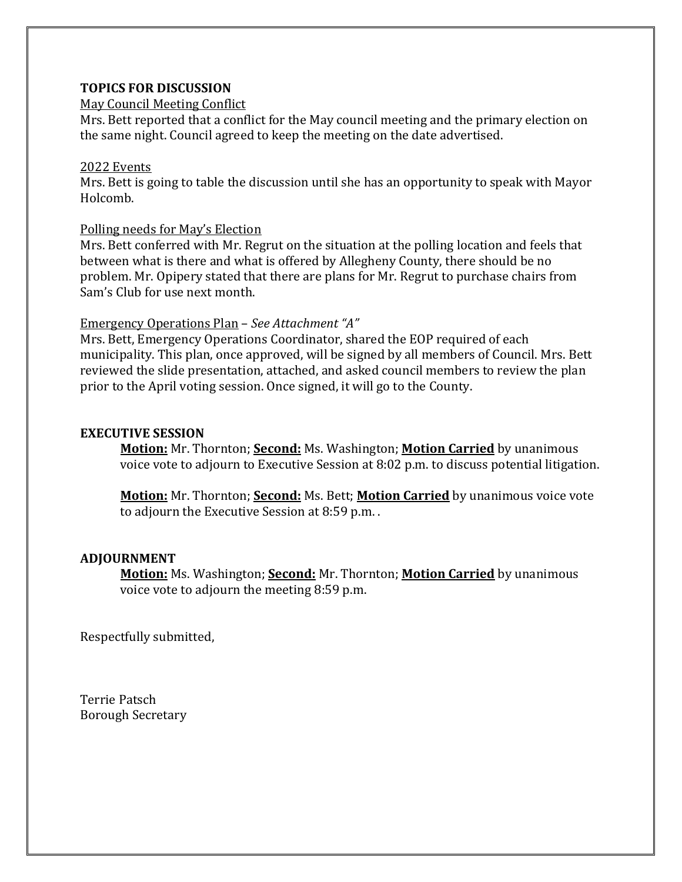## TOPICS FOR DISCUSSION

May Council Meeting Conflict

Mrs. Bett reported that a conflict for the May council meeting and the primary election on the same night. Council agreed to keep the meeting on the date advertised.

2022 Events

Mrs. Bett is going to table the discussion until she has an opportunity to speak with Mayor Holcomb.

Polling needs for May's Election

Mrs. Bett conferred with Mr. Regrut on the situation at the polling location and feels that between what is there and what is offered by Allegheny County, there should be no problem. Mr. Opipery stated that there are plans for Mr. Regrut to purchase chairs from Sam's Club for use next month.

Emergency Operations Plan – *See Attachment "A"*

Mrs. Bett, Emergency Operations Coordinator, shared the EOP required of each municipality. This plan, once approved, will be signed by all members of Council. Mrs. Bett reviewed the slide presentation, attached, and asked council members to review the plan prior to the April voting session. Once signed, it will go to the County.

## EXECUTIVE SESSION

**Motion:** Mr. Thornton; **Second:** Ms. Washington; **Motion Carried** by unanimous voice vote to adjourn to Executive Session at 8:02 p.m. to discuss potential litigation.

**Motion:** Mr. Thornton; **Second:** Ms. Bett; **Motion Carried** by unanimous voice vote to adjourn the Executive Session at 8:59 p.m. .

## ADJOURNMENT

**Motion:** Ms. Washington; **Second:** Mr. Thornton; **Motion Carried** by unanimous voice vote to adjourn the meeting 8:59 p.m.

Respectfully submitted,

Terrie Patsch
Borough Secretary